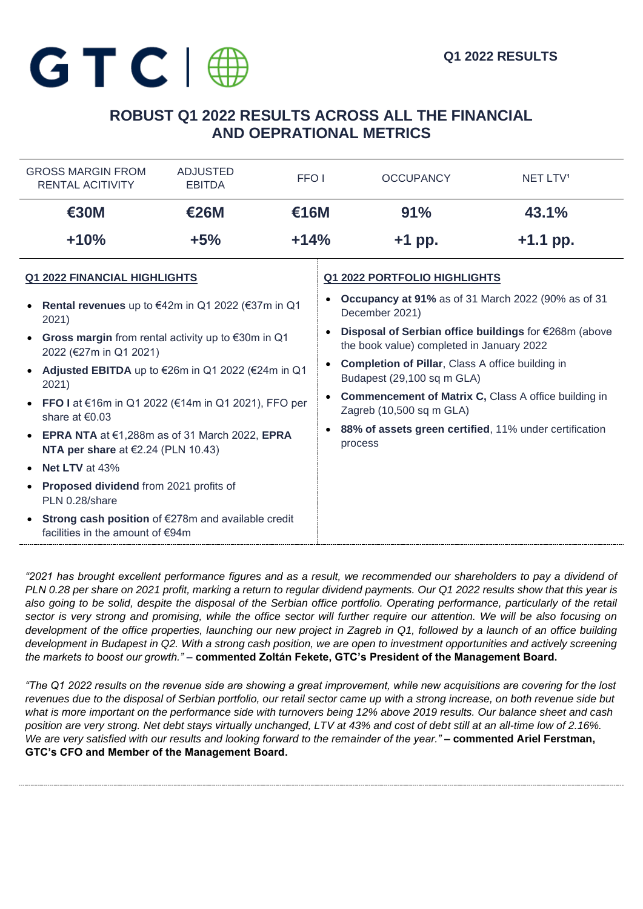GTC

Q1 2022 RESULTS

# ROBUST Q1 2022 RESULTS ACROSS ALL THE FINANCIAL AND OEPRATIONAL METRICS

| GROSS MARGIN FROM RENTAL ACITIVITY | ADJUSTED EBITDA | FFO I | OCCUPANCY | NET LTV[1] |
|---|---|---|---|---|
| **€30M** | **€26M** | **€16M** | **91%** | **43.1%** |
| **+10%** | **+5%** | **+14%** | **+1 pp.** | **+1.1 pp.** |

## Q1 2022 FINANCIAL HIGHLIGHTS

- **Rental revenues** up to €42m in Q1 2022 (€37m in Q1 2021)
- **Gross margin** from rental activity up to €30m in Q1 2022 (€27m in Q1 2021)
- **Adjusted EBITDA** up to €26m in Q1 2022 (€24m in Q1 2021)
- **FFO I** at €16m in Q1 2022 (€14m in Q1 2021), FFO per share at €0.03
- **EPRA NTA** at €1,288m as of 31 March 2022, **EPRA NTA per share** at €2.24 (PLN 10.43)
- **Net LTV** at 43%
- **Proposed dividend** from 2021 profits of PLN 0.28/share
- **Strong cash position** of €278m and available credit facilities in the amount of €94m

## Q1 2022 PORTFOLIO HIGHLIGHTS

- **Occupancy at 91%** as of 31 March 2022 (90% as of 31 December 2021)
- **Disposal of Serbian office buildings** for €268m (above the book value) completed in January 2022
- **Completion of Pillar**, Class A office building in Budapest (29,100 sq m GLA)
- **Commencement of Matrix C,** Class A office building in Zagreb (10,500 sq m GLA)
- **88% of assets green certified**, 11% under certification process

*"2021 has brought excellent performance figures and as a result, we recommended our shareholders to pay a dividend of PLN 0.28 per share on 2021 profit, marking a return to regular dividend payments. Our Q1 2022 results show that this year is also going to be solid, despite the disposal of the Serbian office portfolio. Operating performance, particularly of the retail sector is very strong and promising, while the office sector will further require our attention. We will be also focusing on development of the office properties, launching our new project in Zagreb in Q1, followed by a launch of an office building development in Budapest in Q2. With a strong cash position, we are open to investment opportunities and actively screening the markets to boost our growth."* **– commented Zoltán Fekete, GTC's President of the Management Board.**

*"The Q1 2022 results on the revenue side are showing a great improvement, while new acquisitions are covering for the lost revenues due to the disposal of Serbian portfolio, our retail sector came up with a strong increase, on both revenue side but what is more important on the performance side with turnovers being 12% above 2019 results. Our balance sheet and cash position are very strong. Net debt stays virtually unchanged, LTV at 43% and cost of debt still at an all-time low of 2.16%. We are very satisfied with our results and looking forward to the remainder of the year."* **– commented Ariel Ferstman, GTC's CFO and Member of the Management Board.**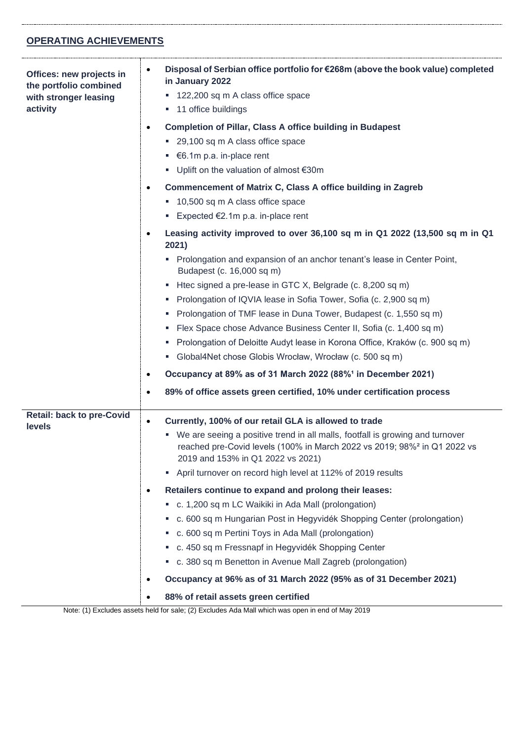## OPERATING ACHIEVEMENTS

| | |
|---|---|
| **Offices: new projects in the portfolio combined with stronger leasing activity** | • **Disposal of Serbian office portfolio for €268m (above the book value) completed in January 2022**<br>▪ 122,200 sq m A class office space<br>▪ 11 office buildings<br>• **Completion of Pillar, Class A office building in Budapest**<br>▪ 29,100 sq m A class office space<br>▪ €6.1m p.a. in-place rent<br>▪ Uplift on the valuation of almost €30m<br>• **Commencement of Matrix C, Class A office building in Zagreb**<br>▪ 10,500 sq m A class office space<br>▪ Expected €2.1m p.a. in-place rent<br>• **Leasing activity improved to over 36,100 sq m in Q1 2022 (13,500 sq m in Q1 2021)**<br>▪ Prolongation and expansion of an anchor tenant's lease in Center Point, Budapest (c. 16,000 sq m)<br>▪ Htec signed a pre-lease in GTC X, Belgrade (c. 8,200 sq m)<br>▪ Prolongation of IQVIA lease in Sofia Tower, Sofia (c. 2,900 sq m)<br>▪ Prolongation of TMF lease in Duna Tower, Budapest (c. 1,550 sq m)<br>▪ Flex Space chose Advance Business Center II, Sofia (c. 1,400 sq m)<br>▪ Prolongation of Deloitte Audyt lease in Korona Office, Kraków (c. 900 sq m)<br>▪ Global4Net chose Globis Wrocław, Wrocław (c. 500 sq m)<br>• **Occupancy at 89% as of 31 March 2022 (88%[1] in December 2021)**<br>• **89% of office assets green certified, 10% under certification process** |
| **Retail: back to pre-Covid levels** | • **Currently, 100% of our retail GLA is allowed to trade**<br>▪ We are seeing a positive trend in all malls, footfall is growing and turnover reached pre-Covid levels (100% in March 2022 vs 2019; 98%[2] in Q1 2022 vs 2019 and 153% in Q1 2022 vs 2021)<br>▪ April turnover on record high level at 112% of 2019 results<br>• **Retailers continue to expand and prolong their leases:**<br>▪ c. 1,200 sq m LC Waikiki in Ada Mall (prolongation)<br>▪ c. 600 sq m Hungarian Post in Hegyvidék Shopping Center (prolongation)<br>▪ c. 600 sq m Pertini Toys in Ada Mall (prolongation)<br>▪ c. 450 sq m Fressnapf in Hegyvidék Shopping Center<br>▪ c. 380 sq m Benetton in Avenue Mall Zagreb (prolongation)<br>• **Occupancy at 96% as of 31 March 2022 (95% as of 31 December 2021)**<br>• **88% of retail assets green certified** |

Note: (1) Excludes assets held for sale; (2) Excludes Ada Mall which was open in end of May 2019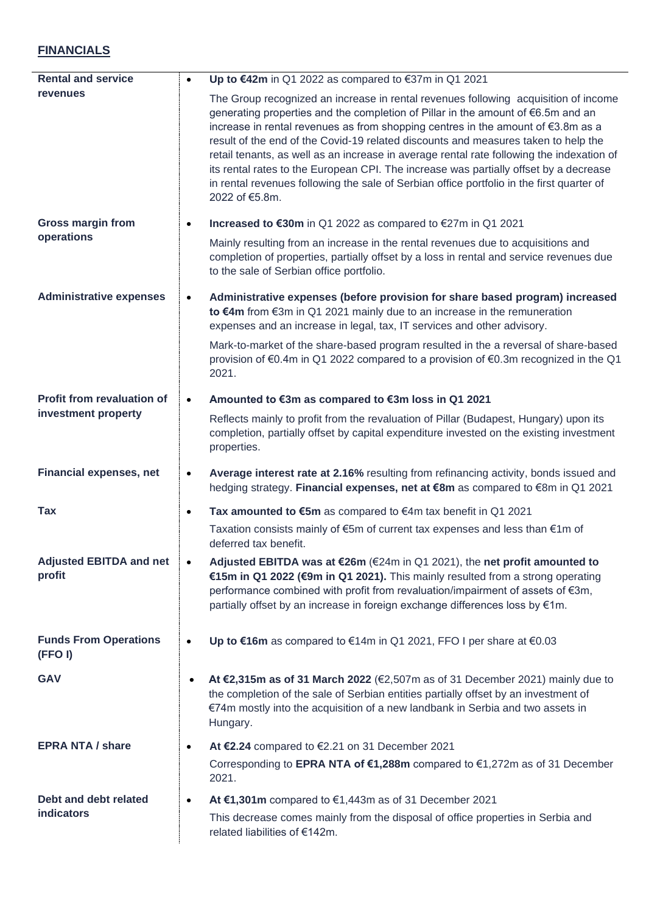## FINANCIALS

| | |
|---|---|
| **Rental and service revenues** | • **Up to €42m** in Q1 2022 as compared to €37m in Q1 2021<br><br>The Group recognized an increase in rental revenues following acquisition of income generating properties and the completion of Pillar in the amount of €6.5m and an increase in rental revenues as from shopping centres in the amount of €3.8m as a result of the end of the Covid-19 related discounts and measures taken to help the retail tenants, as well as an increase in average rental rate following the indexation of its rental rates to the European CPI. The increase was partially offset by a decrease in rental revenues following the sale of Serbian office portfolio in the first quarter of 2022 of €5.8m. |
| **Gross margin from operations** | • **Increased to €30m** in Q1 2022 as compared to €27m in Q1 2021<br><br>Mainly resulting from an increase in the rental revenues due to acquisitions and completion of properties, partially offset by a loss in rental and service revenues due to the sale of Serbian office portfolio. |
| **Administrative expenses** | • **Administrative expenses (before provision for share based program) increased to €4m** from €3m in Q1 2021 mainly due to an increase in the remuneration expenses and an increase in legal, tax, IT services and other advisory.<br><br>Mark-to-market of the share-based program resulted in the a reversal of share-based provision of €0.4m in Q1 2022 compared to a provision of €0.3m recognized in the Q1 2021. |
| **Profit from revaluation of investment property** | • **Amounted to €3m as compared to €3m loss in Q1 2021**<br><br>Reflects mainly to profit from the revaluation of Pillar (Budapest, Hungary) upon its completion, partially offset by capital expenditure invested on the existing investment properties. |
| **Financial expenses, net** | • **Average interest rate at 2.16%** resulting from refinancing activity, bonds issued and hedging strategy. **Financial expenses, net at €8m** as compared to €8m in Q1 2021 |
| **Tax** | • **Tax amounted to €5m** as compared to €4m tax benefit in Q1 2021<br><br>Taxation consists mainly of €5m of current tax expenses and less than €1m of deferred tax benefit. |
| **Adjusted EBITDA and net profit** | • **Adjusted EBITDA was at €26m** (€24m in Q1 2021), the **net profit amounted to €15m in Q1 2022 (€9m in Q1 2021).** This mainly resulted from a strong operating performance combined with profit from revaluation/impairment of assets of €3m, partially offset by an increase in foreign exchange differences loss by €1m. |
| **Funds From Operations (FFO I)** | • **Up to €16m** as compared to €14m in Q1 2021, FFO I per share at €0.03 |
| **GAV** | • **At €2,315m as of 31 March 2022** (€2,507m as of 31 December 2021) mainly due to the completion of the sale of Serbian entities partially offset by an investment of €74m mostly into the acquisition of a new landbank in Serbia and two assets in Hungary. |
| **EPRA NTA / share** | • **At €2.24** compared to €2.21 on 31 December 2021<br><br>Corresponding to **EPRA NTA of €1,288m** compared to €1,272m as of 31 December 2021. |
| **Debt and debt related indicators** | • **At €1,301m** compared to €1,443m as of 31 December 2021<br><br>This decrease comes mainly from the disposal of office properties in Serbia and related liabilities of €142m. |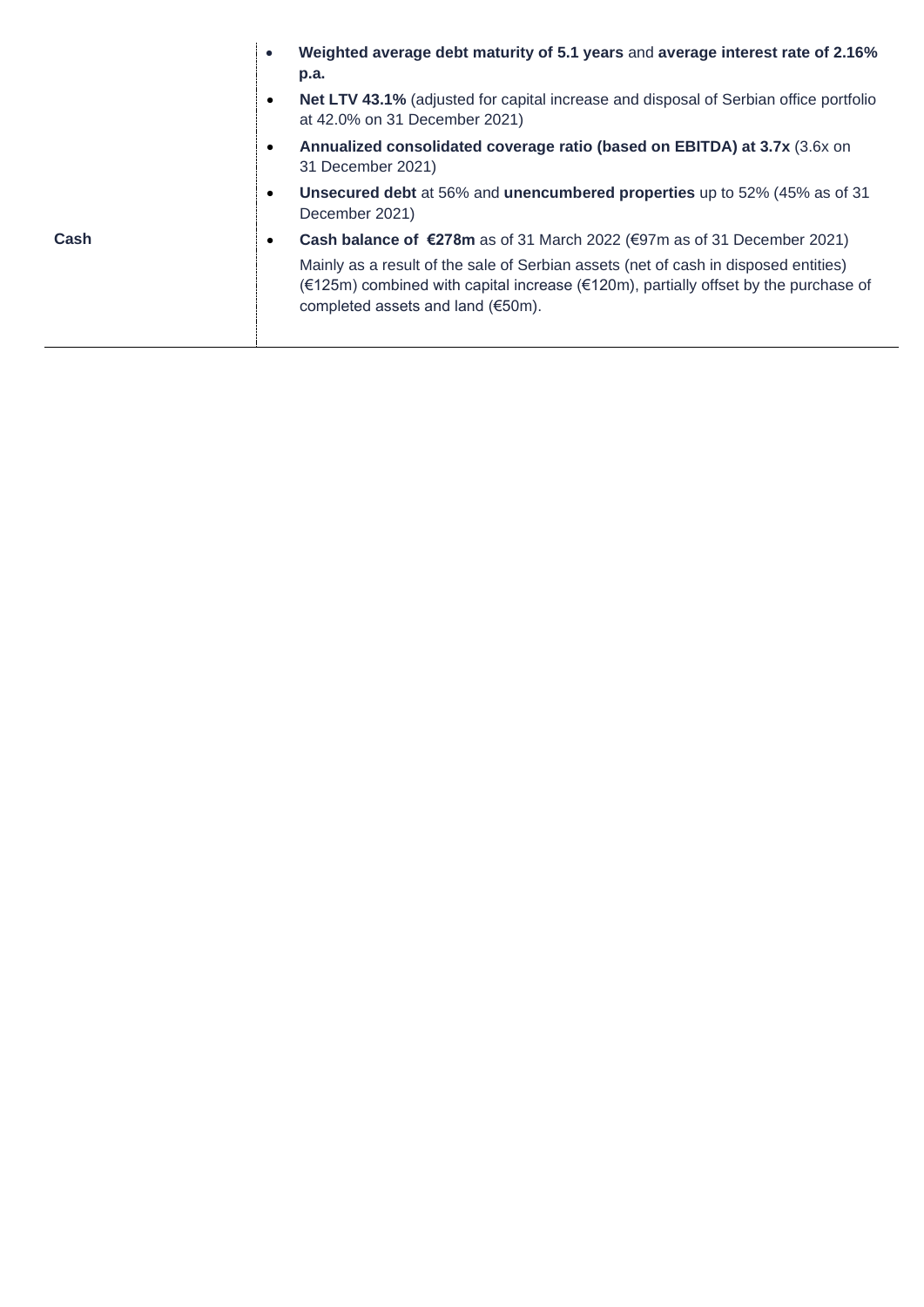| | |
|---|---|
| | • **Weighted average debt maturity of 5.1 years** and **average interest rate of 2.16% p.a.**<br>• **Net LTV 43.1%** (adjusted for capital increase and disposal of Serbian office portfolio at 42.0% on 31 December 2021)<br>• **Annualized consolidated coverage ratio (based on EBITDA) at 3.7x** (3.6x on 31 December 2021)<br>• **Unsecured debt** at 56% and **unencumbered properties** up to 52% (45% as of 31 December 2021) |
| **Cash** | • **Cash balance of €278m** as of 31 March 2022 (€97m as of 31 December 2021)<br>Mainly as a result of the sale of Serbian assets (net of cash in disposed entities) (€125m) combined with capital increase (€120m), partially offset by the purchase of completed assets and land (€50m). |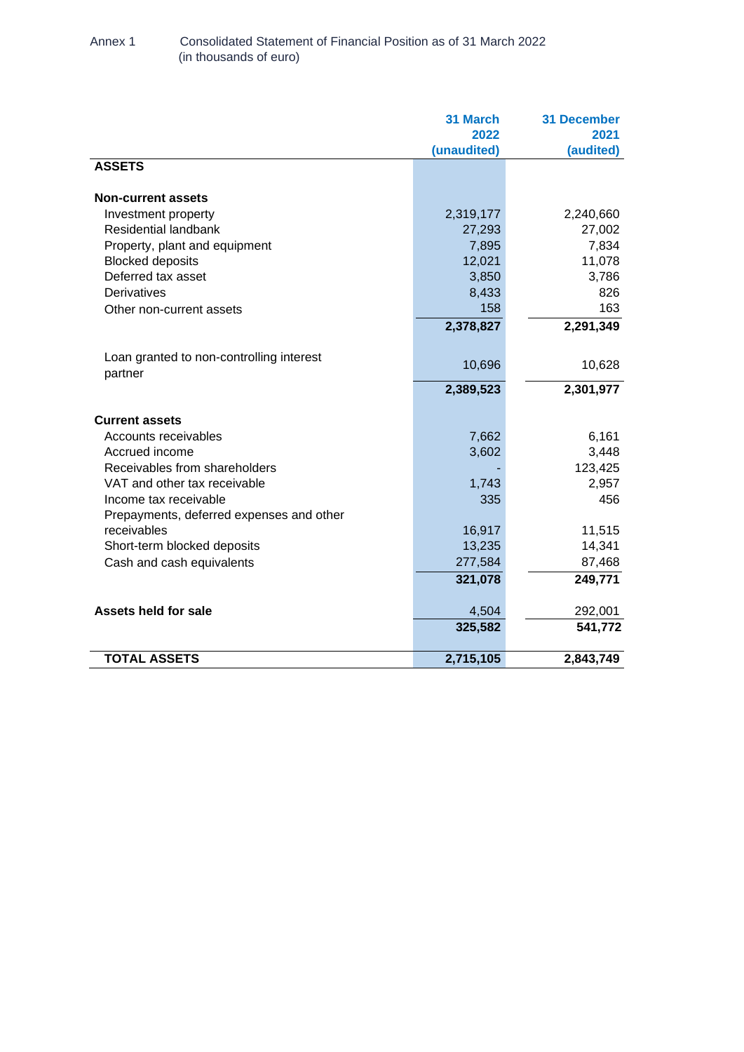Annex 1 Consolidated Statement of Financial Position as of 31 March 2022
(in thousands of euro)

| | 31 March 2022 (unaudited) | 31 December 2021 (audited) |
|---|---|---|
| **ASSETS** | | |
| | | |
| **Non-current assets** | | |
| Investment property | 2,319,177 | 2,240,660 |
| Residential landbank | 27,293 | 27,002 |
| Property, plant and equipment | 7,895 | 7,834 |
| Blocked deposits | 12,021 | 11,078 |
| Deferred tax asset | 3,850 | 3,786 |
| Derivatives | 8,433 | 826 |
| Other non-current assets | 158 | 163 |
| | **2,378,827** | **2,291,349** |
| | | |
| Loan granted to non-controlling interest partner | 10,696 | 10,628 |
| | **2,389,523** | **2,301,977** |
| | | |
| **Current assets** | | |
| Accounts receivables | 7,662 | 6,161 |
| Accrued income | 3,602 | 3,448 |
| Receivables from shareholders | - | 123,425 |
| VAT and other tax receivable | 1,743 | 2,957 |
| Income tax receivable | 335 | 456 |
| Prepayments, deferred expenses and other receivables | 16,917 | 11,515 |
| Short-term blocked deposits | 13,235 | 14,341 |
| Cash and cash equivalents | 277,584 | 87,468 |
| | **321,078** | **249,771** |
| | | |
| **Assets held for sale** | 4,504 | 292,001 |
| | **325,582** | **541,772** |
| | | |
| **TOTAL ASSETS** | **2,715,105** | **2,843,749** |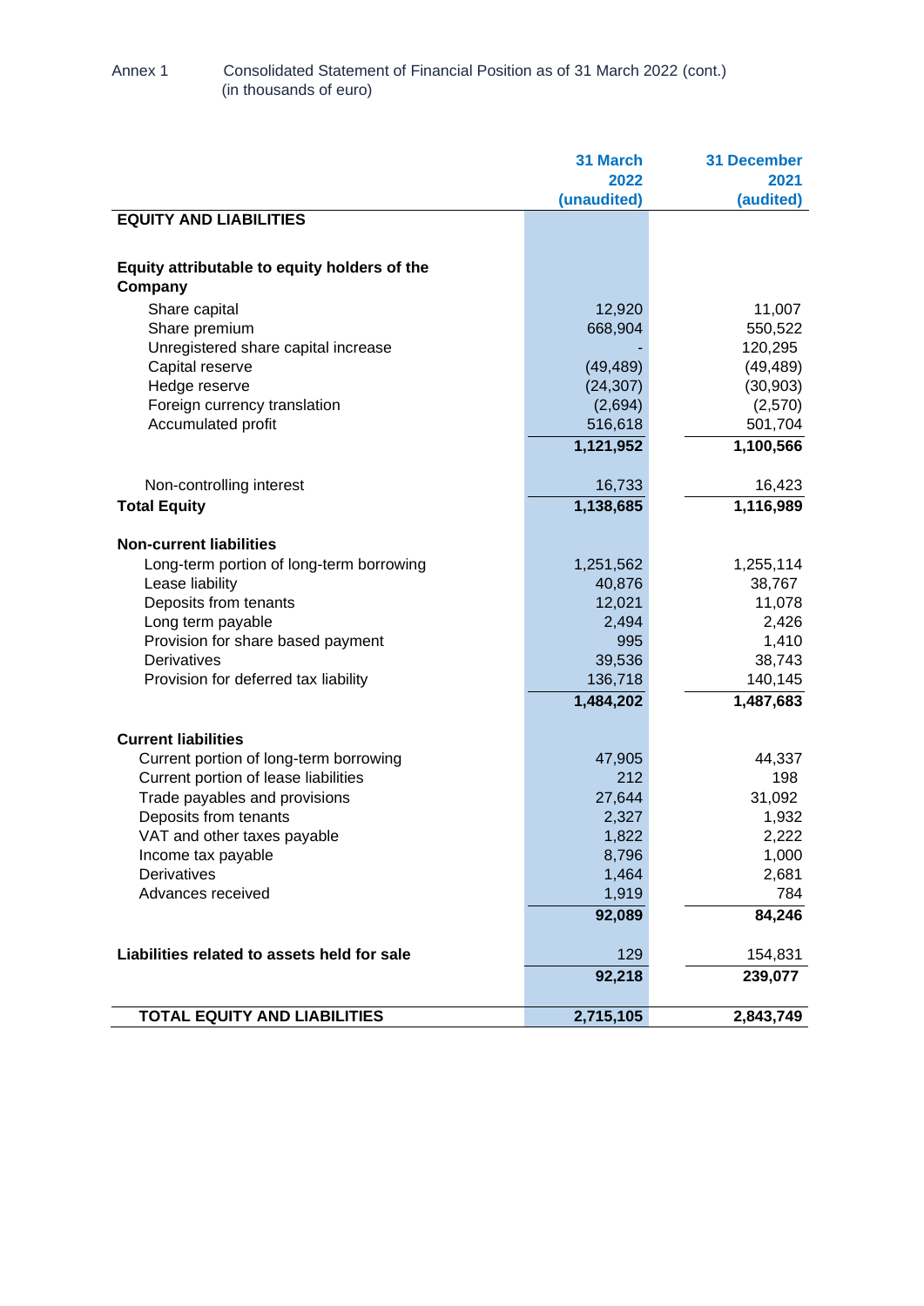Annex 1 Consolidated Statement of Financial Position as of 31 March 2022 (cont.)
(in thousands of euro)

| | 31 March 2022 (unaudited) | 31 December 2021 (audited) |
|---|---|---|
| **EQUITY AND LIABILITIES** | | |
| | | |
| **Equity attributable to equity holders of the Company** | | |
| Share capital | 12,920 | 11,007 |
| Share premium | 668,904 | 550,522 |
| Unregistered share capital increase | - | 120,295 |
| Capital reserve | (49,489) | (49,489) |
| Hedge reserve | (24,307) | (30,903) |
| Foreign currency translation | (2,694) | (2,570) |
| Accumulated profit | 516,618 | 501,704 |
| | **1,121,952** | **1,100,566** |
| | | |
| Non-controlling interest | 16,733 | 16,423 |
| **Total Equity** | **1,138,685** | **1,116,989** |
| | | |
| **Non-current liabilities** | | |
| Long-term portion of long-term borrowing | 1,251,562 | 1,255,114 |
| Lease liability | 40,876 | 38,767 |
| Deposits from tenants | 12,021 | 11,078 |
| Long term payable | 2,494 | 2,426 |
| Provision for share based payment | 995 | 1,410 |
| Derivatives | 39,536 | 38,743 |
| Provision for deferred tax liability | 136,718 | 140,145 |
| | **1,484,202** | **1,487,683** |
| | | |
| **Current liabilities** | | |
| Current portion of long-term borrowing | 47,905 | 44,337 |
| Current portion of lease liabilities | 212 | 198 |
| Trade payables and provisions | 27,644 | 31,092 |
| Deposits from tenants | 2,327 | 1,932 |
| VAT and other taxes payable | 1,822 | 2,222 |
| Income tax payable | 8,796 | 1,000 |
| Derivatives | 1,464 | 2,681 |
| Advances received | 1,919 | 784 |
| | **92,089** | **84,246** |
| | | |
| **Liabilities related to assets held for sale** | 129 | 154,831 |
| | **92,218** | **239,077** |
| | | |
| **TOTAL EQUITY AND LIABILITIES** | **2,715,105** | **2,843,749** |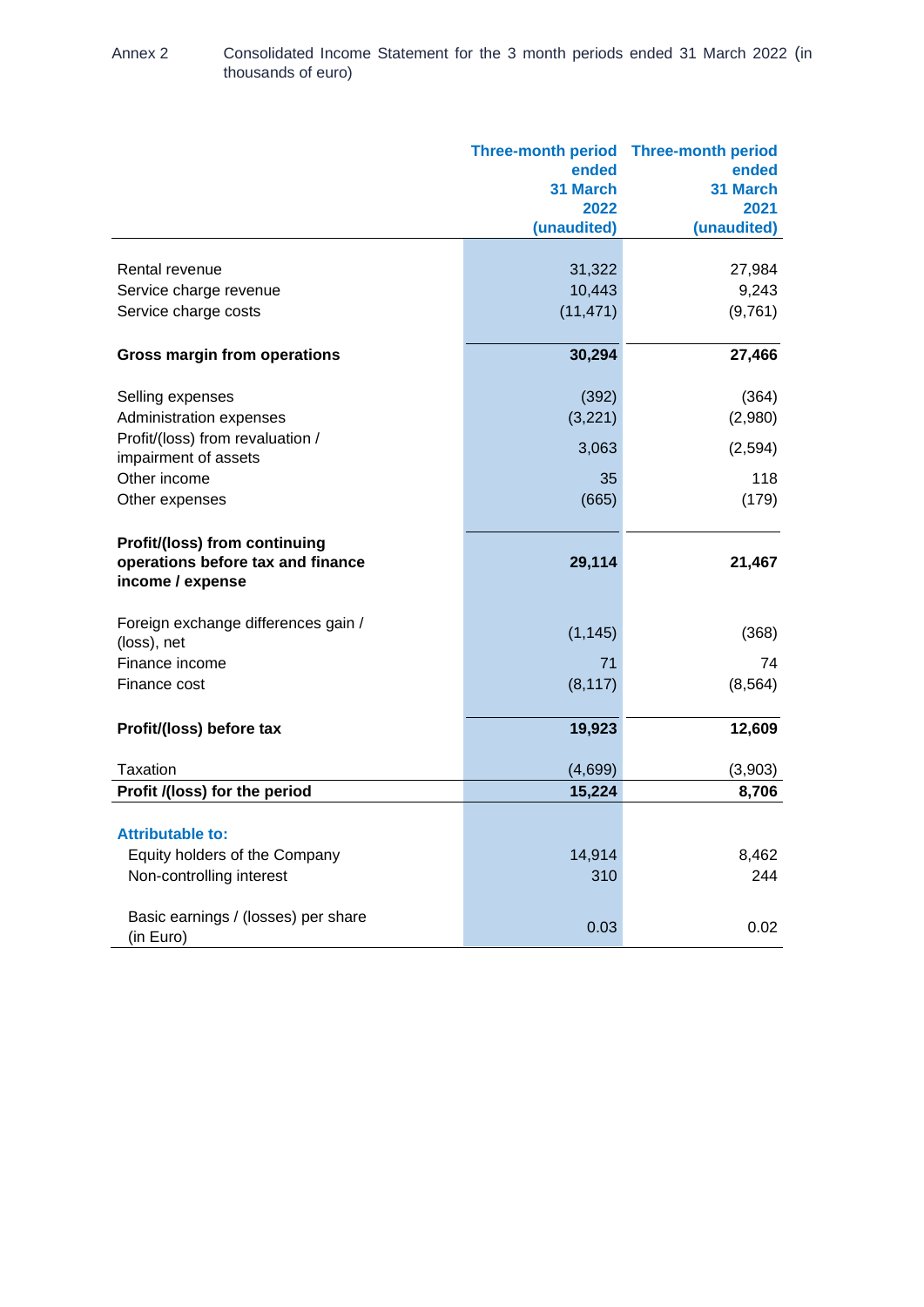Annex 2 Consolidated Income Statement for the 3 month periods ended 31 March 2022 (in thousands of euro)

| | Three-month period ended 31 March 2022 (unaudited) | Three-month period ended 31 March 2021 (unaudited) |
|---|---|---|
| Rental revenue | 31,322 | 27,984 |
| Service charge revenue | 10,443 | 9,243 |
| Service charge costs | (11,471) | (9,761) |
| **Gross margin from operations** | **30,294** | **27,466** |
| Selling expenses | (392) | (364) |
| Administration expenses | (3,221) | (2,980) |
| Profit/(loss) from revaluation / impairment of assets | 3,063 | (2,594) |
| Other income | 35 | 118 |
| Other expenses | (665) | (179) |
| **Profit/(loss) from continuing operations before tax and finance income / expense** | **29,114** | **21,467** |
| Foreign exchange differences gain / (loss), net | (1,145) | (368) |
| Finance income | 71 | 74 |
| Finance cost | (8,117) | (8,564) |
| **Profit/(loss) before tax** | **19,923** | **12,609** |
| Taxation | (4,699) | (3,903) |
| **Profit /(loss) for the period** | **15,224** | **8,706** |
| **Attributable to:** | | |
| Equity holders of the Company | 14,914 | 8,462 |
| Non-controlling interest | 310 | 244 |
| Basic earnings / (losses) per share (in Euro) | 0.03 | 0.02 |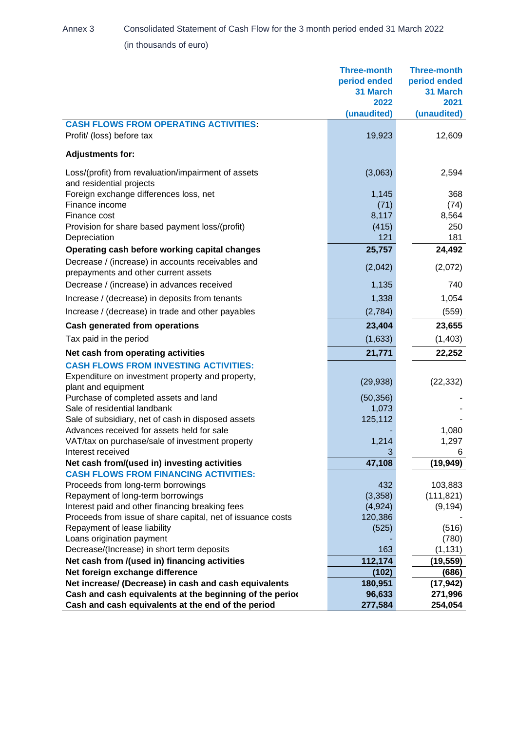Annex 3 Consolidated Statement of Cash Flow for the 3 month period ended 31 March 2022

(in thousands of euro)

| | Three-month period ended 31 March 2022 (unaudited) | Three-month period ended 31 March 2021 (unaudited) |
|---|---|---|
| **CASH FLOWS FROM OPERATING ACTIVITIES:** | | |
| Profit/ (loss) before tax | 19,923 | 12,609 |
| **Adjustments for:** | | |
| Loss/(profit) from revaluation/impairment of assets and residential projects | (3,063) | 2,594 |
| Foreign exchange differences loss, net | 1,145 | 368 |
| Finance income | (71) | (74) |
| Finance cost | 8,117 | 8,564 |
| Provision for share based payment loss/(profit) | (415) | 250 |
| Depreciation | 121 | 181 |
| **Operating cash before working capital changes** | **25,757** | **24,492** |
| Decrease / (increase) in accounts receivables and prepayments and other current assets | (2,042) | (2,072) |
| Decrease / (increase) in advances received | 1,135 | 740 |
| Increase / (decrease) in deposits from tenants | 1,338 | 1,054 |
| Increase / (decrease) in trade and other payables | (2,784) | (559) |
| **Cash generated from operations** | **23,404** | **23,655** |
| Tax paid in the period | (1,633) | (1,403) |
| **Net cash from operating activities** | **21,771** | **22,252** |
| **CASH FLOWS FROM INVESTING ACTIVITIES:** | | |
| Expenditure on investment property and property, plant and equipment | (29,938) | (22,332) |
| Purchase of completed assets and land | (50,356) | - |
| Sale of residential landbank | 1,073 | - |
| Sale of subsidiary, net of cash in disposed assets | 125,112 | - |
| Advances received for assets held for sale | - | 1,080 |
| VAT/tax on purchase/sale of investment property | 1,214 | 1,297 |
| Interest received | 3 | 6 |
| **Net cash from/(used in) investing activities** | **47,108** | **(19,949)** |
| **CASH FLOWS FROM FINANCING ACTIVITIES:** | | |
| Proceeds from long-term borrowings | 432 | 103,883 |
| Repayment of long-term borrowings | (3,358) | (111,821) |
| Interest paid and other financing breaking fees | (4,924) | (9,194) |
| Proceeds from issue of share capital, net of issuance costs | 120,386 | - |
| Repayment of lease liability | (525) | (516) |
| Loans origination payment | - | (780) |
| Decrease/(Increase) in short term deposits | 163 | (1,131) |
| **Net cash from /(used in) financing activities** | **112,174** | **(19,559)** |
| **Net foreign exchange difference** | **(102)** | **(686)** |
| **Net increase/ (Decrease) in cash and cash equivalents** | **180,951** | **(17,942)** |
| **Cash and cash equivalents at the beginning of the period** | **96,633** | **271,996** |
| **Cash and cash equivalents at the end of the period** | **277,584** | **254,054** |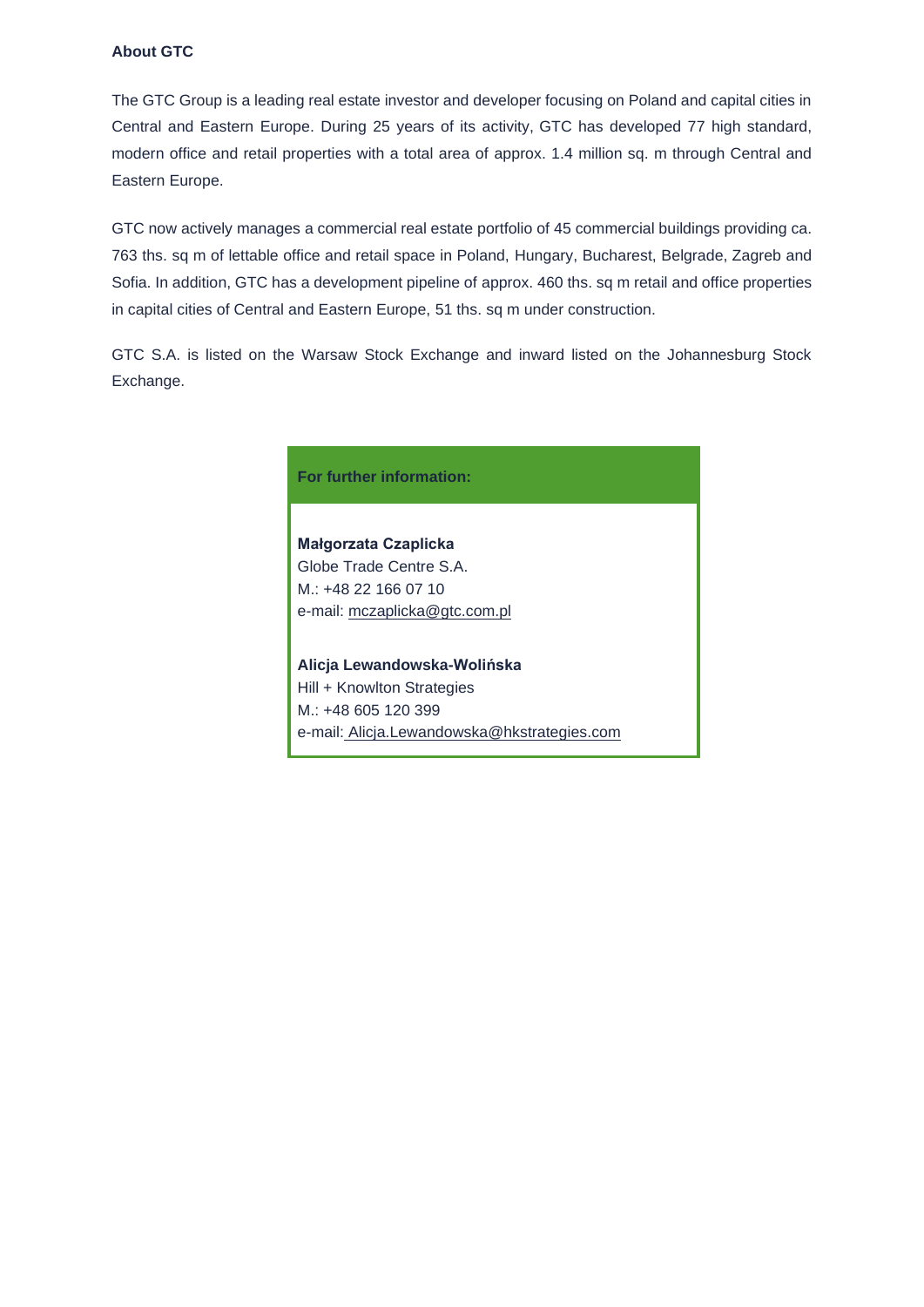**About GTC**

The GTC Group is a leading real estate investor and developer focusing on Poland and capital cities in Central and Eastern Europe. During 25 years of its activity, GTC has developed 77 high standard, modern office and retail properties with a total area of approx. 1.4 million sq. m through Central and Eastern Europe.

GTC now actively manages a commercial real estate portfolio of 45 commercial buildings providing ca. 763 ths. sq m of lettable office and retail space in Poland, Hungary, Bucharest, Belgrade, Zagreb and Sofia. In addition, GTC has a development pipeline of approx. 460 ths. sq m retail and office properties in capital cities of Central and Eastern Europe, 51 ths. sq m under construction.

GTC S.A. is listed on the Warsaw Stock Exchange and inward listed on the Johannesburg Stock Exchange.

**For further information:**

**Małgorzata Czaplicka**
Globe Trade Centre S.A.
M.: +48 22 166 07 10
e-mail: mczaplicka@gtc.com.pl

**Alicja Lewandowska-Wolińska**
Hill + Knowlton Strategies
M.: +48 605 120 399
e-mail: Alicja.Lewandowska@hkstrategies.com